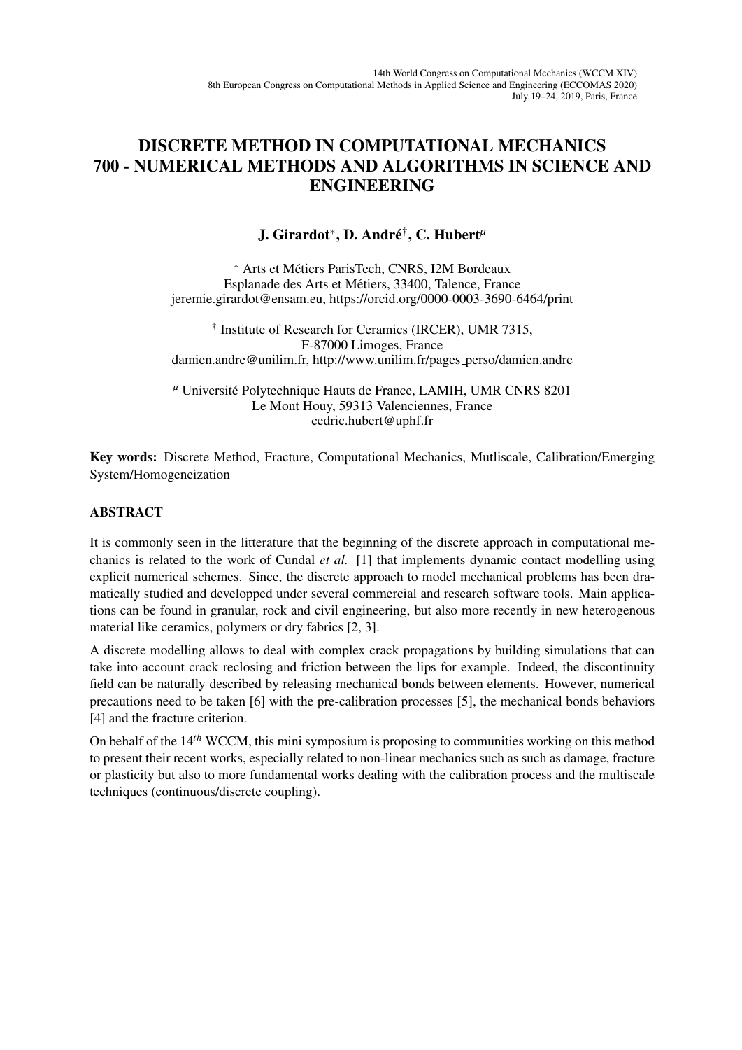# DISCRETE METHOD IN COMPUTATIONAL MECHANICS 700 - NUMERICAL METHODS AND ALGORITHMS IN SCIENCE AND ENGINEERING

**J. Girardot[*], D. André[†], C. Hubert[μ]**

[*] Arts et Métiers ParisTech, CNRS, I2M Bordeaux
Esplanade des Arts et Métiers, 33400, Talence, France
jeremie.girardot@ensam.eu, https://orcid.org/0000-0003-3690-6464/print

[†] Institute of Research for Ceramics (IRCER), UMR 7315,
F-87000 Limoges, France
damien.andre@unilim.fr, http://www.unilim.fr/pages_perso/damien.andre

[μ] Université Polytechnique Hauts de France, LAMIH, UMR CNRS 8201
Le Mont Houy, 59313 Valenciennes, France
cedric.hubert@uphf.fr

**Key words:** Discrete Method, Fracture, Computational Mechanics, Mutliscale, Calibration/Emerging System/Homogeneization

## ABSTRACT

It is commonly seen in the litterature that the beginning of the discrete approach in computational mechanics is related to the work of Cundal *et al.* [1] that implements dynamic contact modelling using explicit numerical schemes. Since, the discrete approach to model mechanical problems has been dramatically studied and developped under several commercial and research software tools. Main applications can be found in granular, rock and civil engineering, but also more recently in new heterogenous material like ceramics, polymers or dry fabrics [2, 3].

A discrete modelling allows to deal with complex crack propagations by building simulations that can take into account crack reclosing and friction between the lips for example. Indeed, the discontinuity field can be naturally described by releasing mechanical bonds between elements. However, numerical precautions need to be taken [6] with the pre-calibration processes [5], the mechanical bonds behaviors [4] and the fracture criterion.

On behalf of the $14^{th}$ WCCM, this mini symposium is proposing to communities working on this method to present their recent works, especially related to non-linear mechanics such as such as damage, fracture or plasticity but also to more fundamental works dealing with the calibration process and the multiscale techniques (continuous/discrete coupling).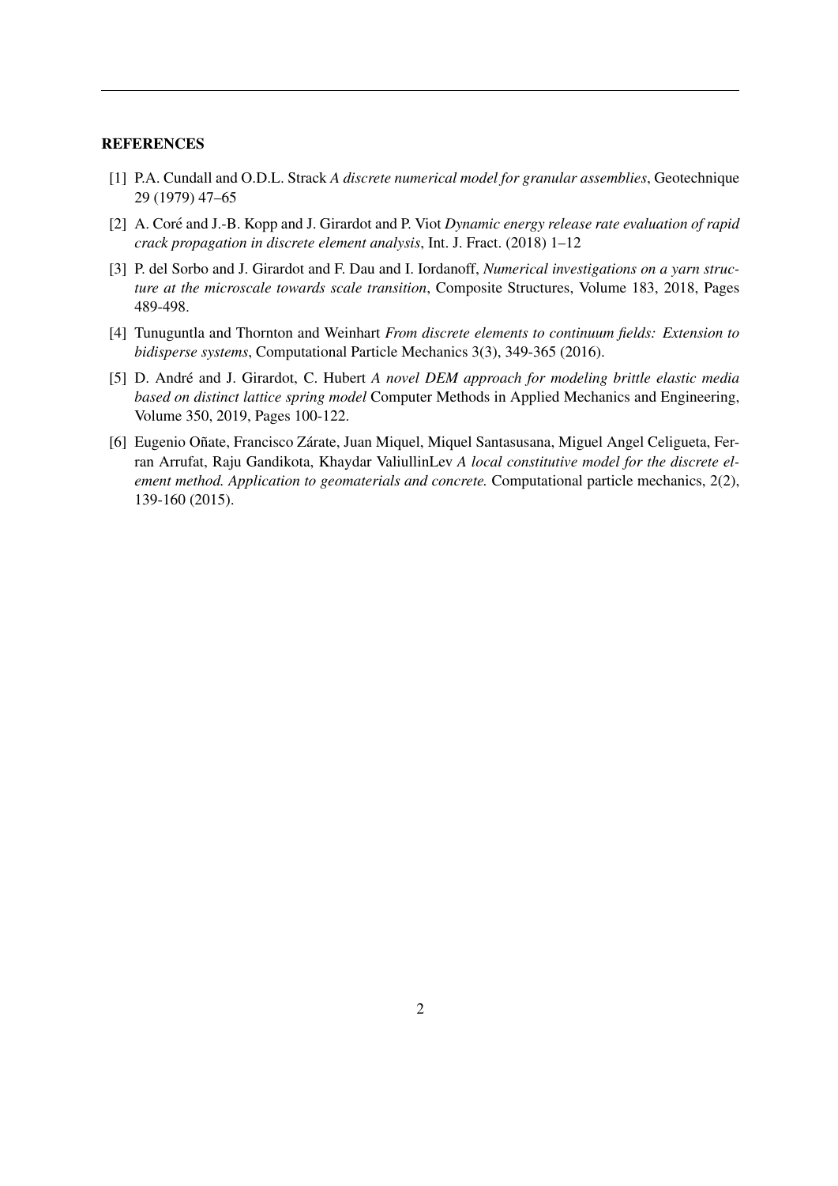## REFERENCES

[1] P.A. Cundall and O.D.L. Strack *A discrete numerical model for granular assemblies*, Geotechnique 29 (1979) 47–65

[2] A. Coré and J.-B. Kopp and J. Girardot and P. Viot *Dynamic energy release rate evaluation of rapid crack propagation in discrete element analysis*, Int. J. Fract. (2018) 1–12

[3] P. del Sorbo and J. Girardot and F. Dau and I. Iordanoff, *Numerical investigations on a yarn structure at the microscale towards scale transition*, Composite Structures, Volume 183, 2018, Pages 489-498.

[4] Tunuguntla and Thornton and Weinhart *From discrete elements to continuum fields: Extension to bidisperse systems*, Computational Particle Mechanics 3(3), 349-365 (2016).

[5] D. André and J. Girardot, C. Hubert *A novel DEM approach for modeling brittle elastic media based on distinct lattice spring model* Computer Methods in Applied Mechanics and Engineering, Volume 350, 2019, Pages 100-122.

[6] Eugenio Oñate, Francisco Zárate, Juan Miquel, Miquel Santasusana, Miguel Angel Celigueta, Ferran Arrufat, Raju Gandikota, Khaydar ValiullinLev *A local constitutive model for the discrete element method. Application to geomaterials and concrete.* Computational particle mechanics, 2(2), 139-160 (2015).